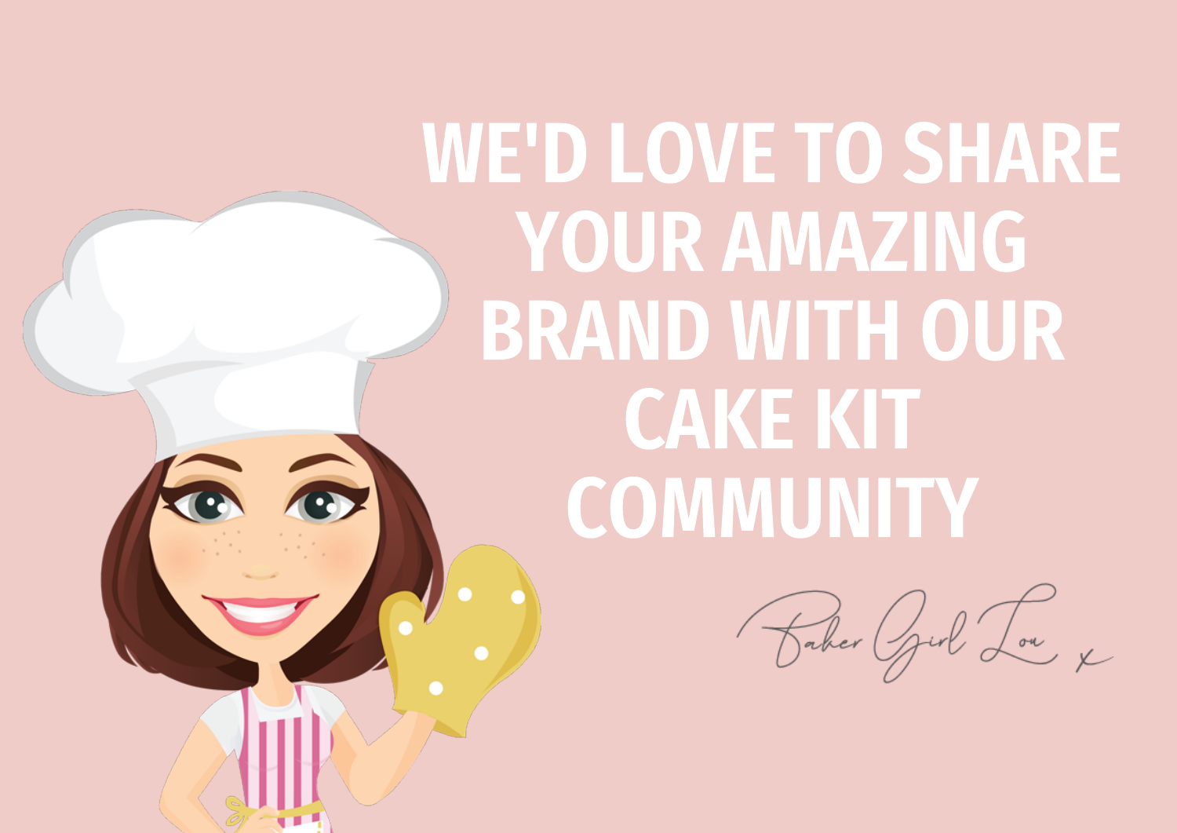# WE'D LOVE TO SHARE YOUR AMAZING BRAND WITH OUR CAKE KIT COMMUNITY

*Baker Girl Lou x*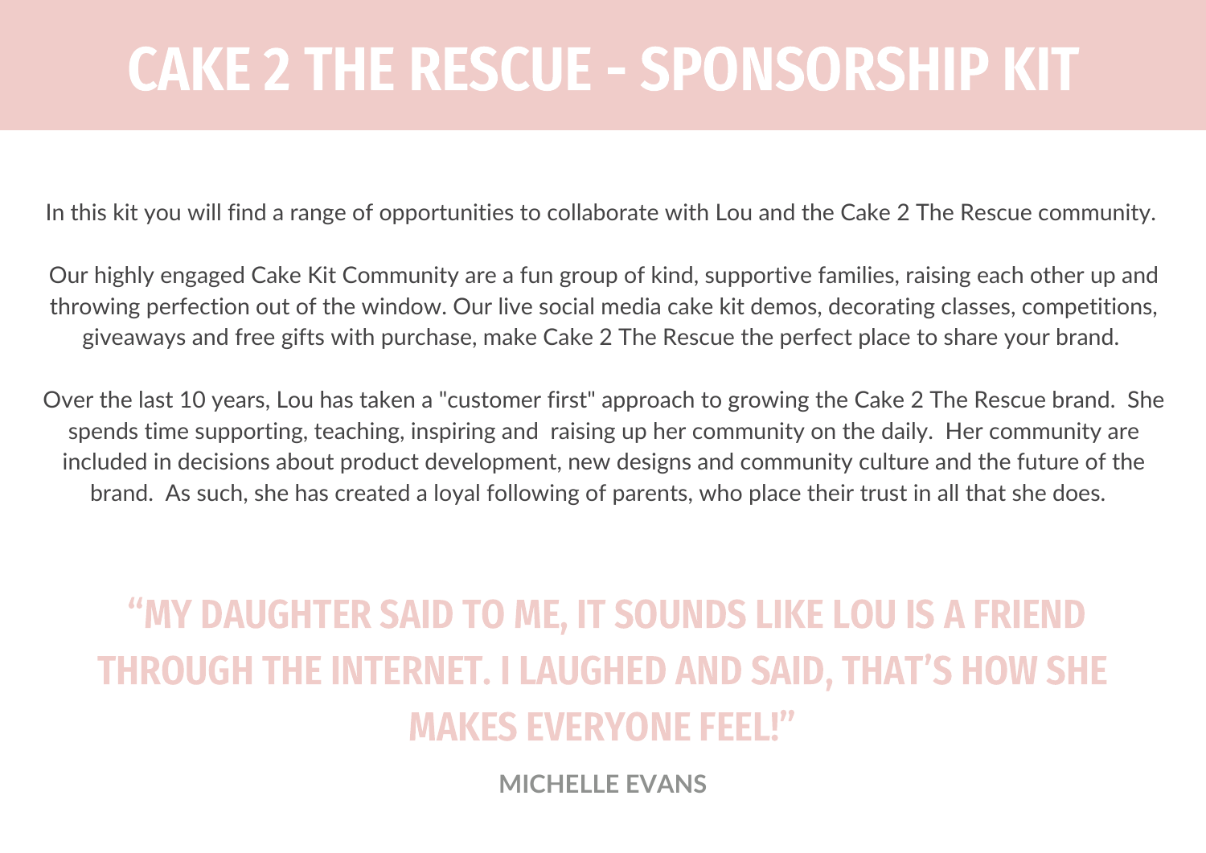# CAKE 2 THE RESCUE - SPONSORSHIP KIT

In this kit you will find a range of opportunities to collaborate with Lou and the Cake 2 The Rescue community.

Our highly engaged Cake Kit Community are a fun group of kind, supportive families, raising each other up and throwing perfection out of the window. Our live social media cake kit demos, decorating classes, competitions, giveaways and free gifts with purchase, make Cake 2 The Rescue the perfect place to share your brand.

Over the last 10 years, Lou has taken a "customer first" approach to growing the Cake 2 The Rescue brand. She spends time supporting, teaching, inspiring and raising up her community on the daily. Her community are included in decisions about product development, new designs and community culture and the future of the brand. As such, she has created a loyal following of parents, who place their trust in all that she does.

> **"MY DAUGHTER SAID TO ME, IT SOUNDS LIKE LOU IS A FRIEND THROUGH THE INTERNET. I LAUGHED AND SAID, THAT'S HOW SHE MAKES EVERYONE FEEL!"**
>
> **MICHELLE EVANS**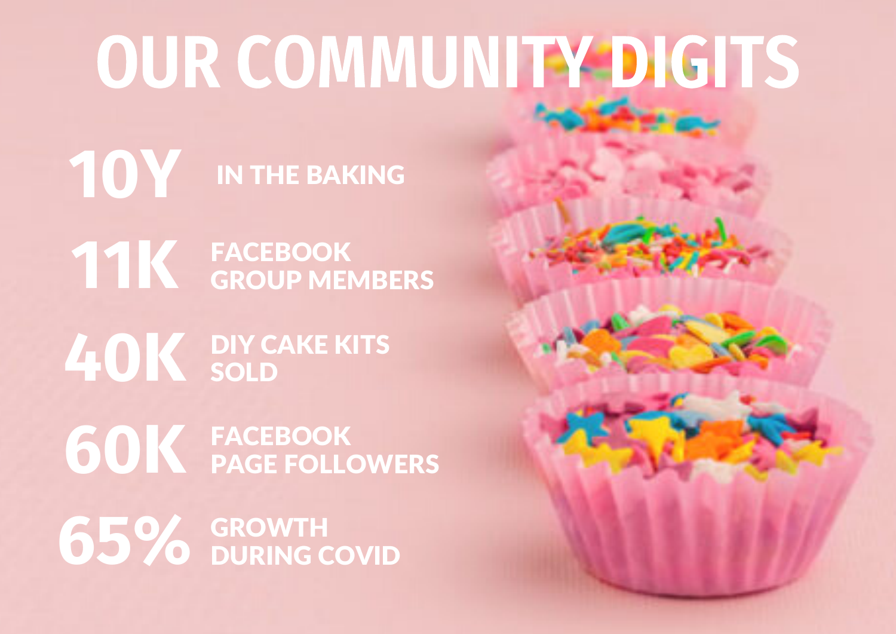# OUR COMMUNITY DIGITS

**10Y** IN THE BAKING

**11K** FACEBOOK GROUP MEMBERS

**40K** DIY CAKE KITS SOLD

**60K** FACEBOOK PAGE FOLLOWERS

**65%** GROWTH DURING COVID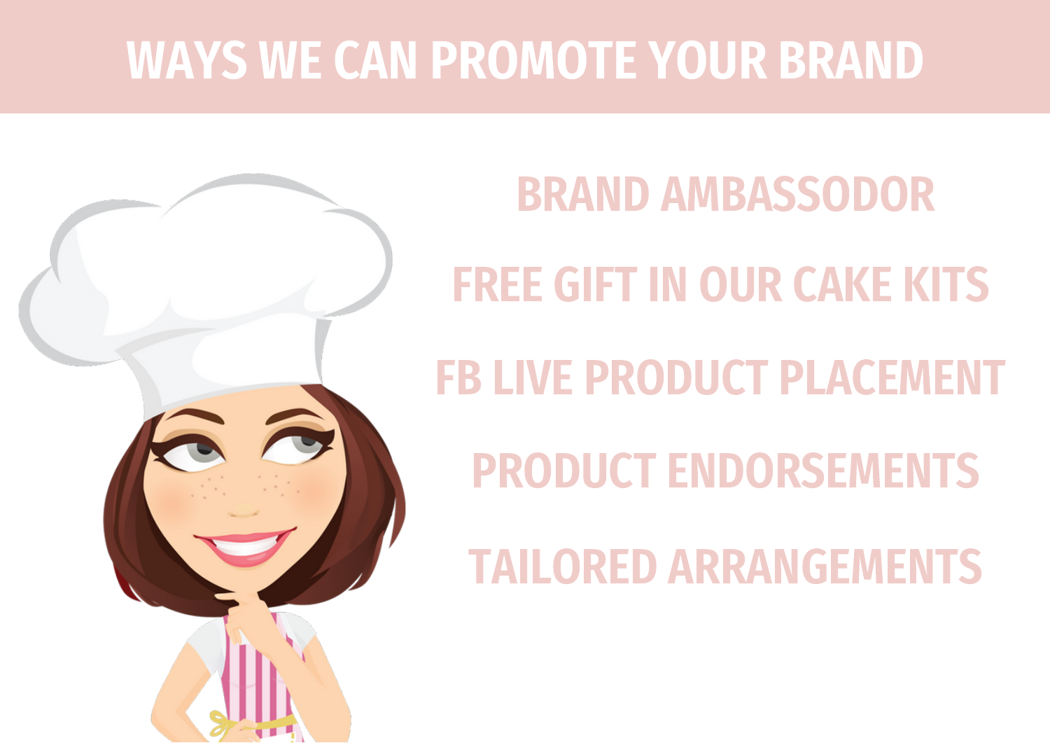# WAYS WE CAN PROMOTE YOUR BRAND

- BRAND AMBASSODOR
- FREE GIFT IN OUR CAKE KITS
- FB LIVE PRODUCT PLACEMENT
- PRODUCT ENDORSEMENTS
- TAILORED ARRANGEMENTS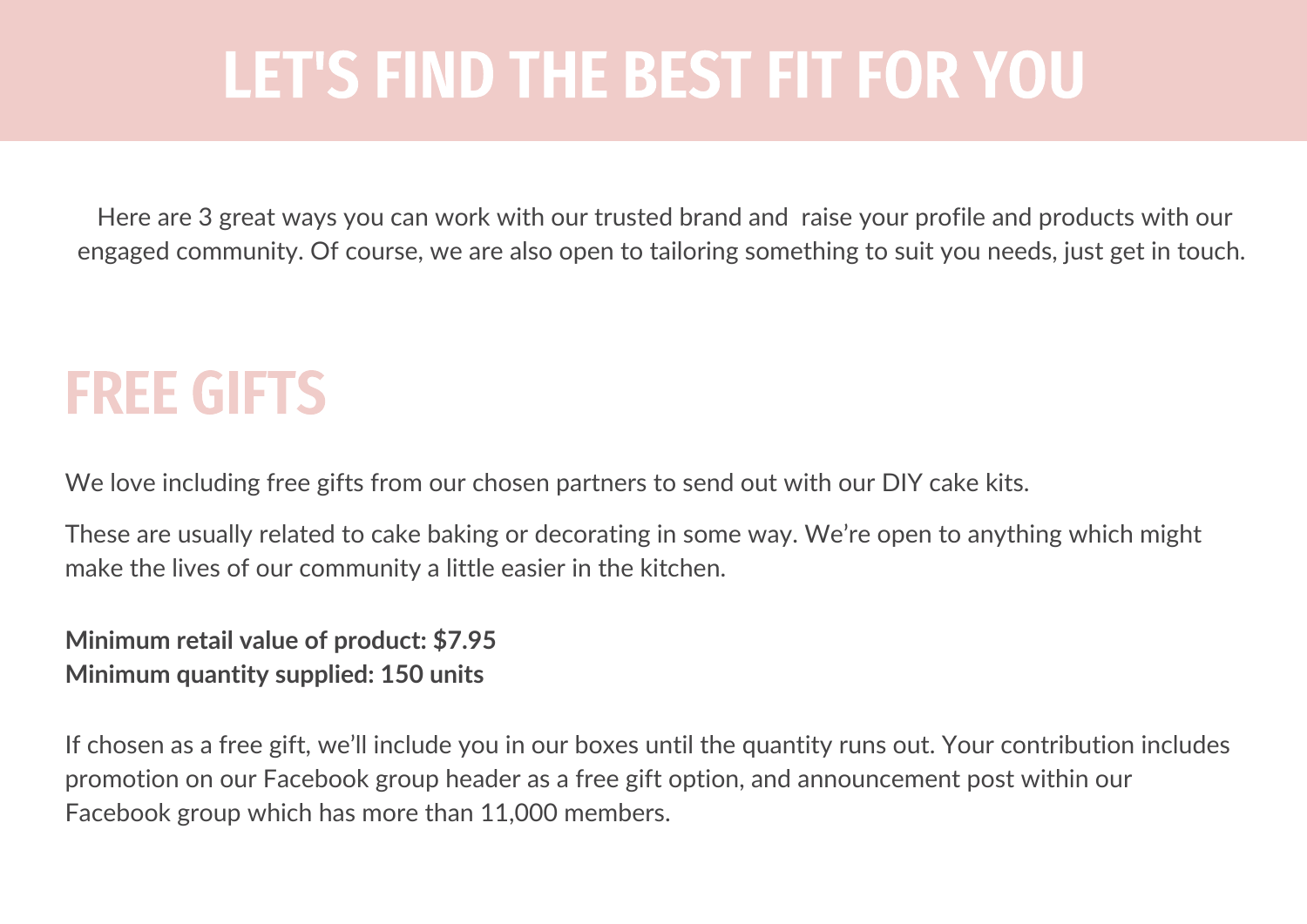# LET'S FIND THE BEST FIT FOR YOU

Here are 3 great ways you can work with our trusted brand and raise your profile and products with our engaged community. Of course, we are also open to tailoring something to suit you needs, just get in touch.

## FREE GIFTS

We love including free gifts from our chosen partners to send out with our DIY cake kits.

These are usually related to cake baking or decorating in some way. We're open to anything which might make the lives of our community a little easier in the kitchen.

**Minimum retail value of product: $7.95**
**Minimum quantity supplied: 150 units**

If chosen as a free gift, we'll include you in our boxes until the quantity runs out. Your contribution includes promotion on our Facebook group header as a free gift option, and announcement post within our Facebook group which has more than 11,000 members.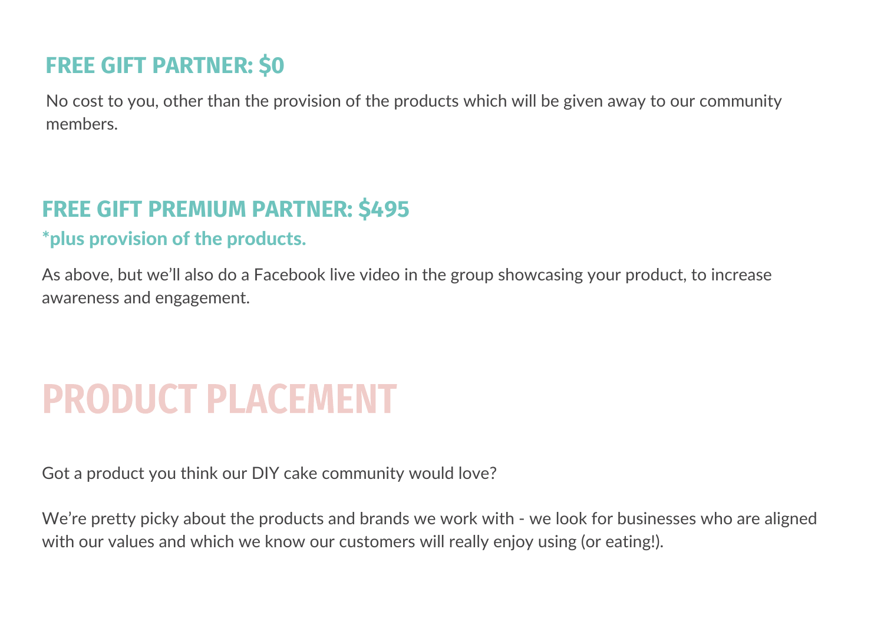### FREE GIFT PARTNER: $0

No cost to you, other than the provision of the products which will be given away to our community members.

### FREE GIFT PREMIUM PARTNER: $495

**\*plus provision of the products.**

As above, but we'll also do a Facebook live video in the group showcasing your product, to increase awareness and engagement.

## PRODUCT PLACEMENT

Got a product you think our DIY cake community would love?

We're pretty picky about the products and brands we work with - we look for businesses who are aligned with our values and which we know our customers will really enjoy using (or eating!).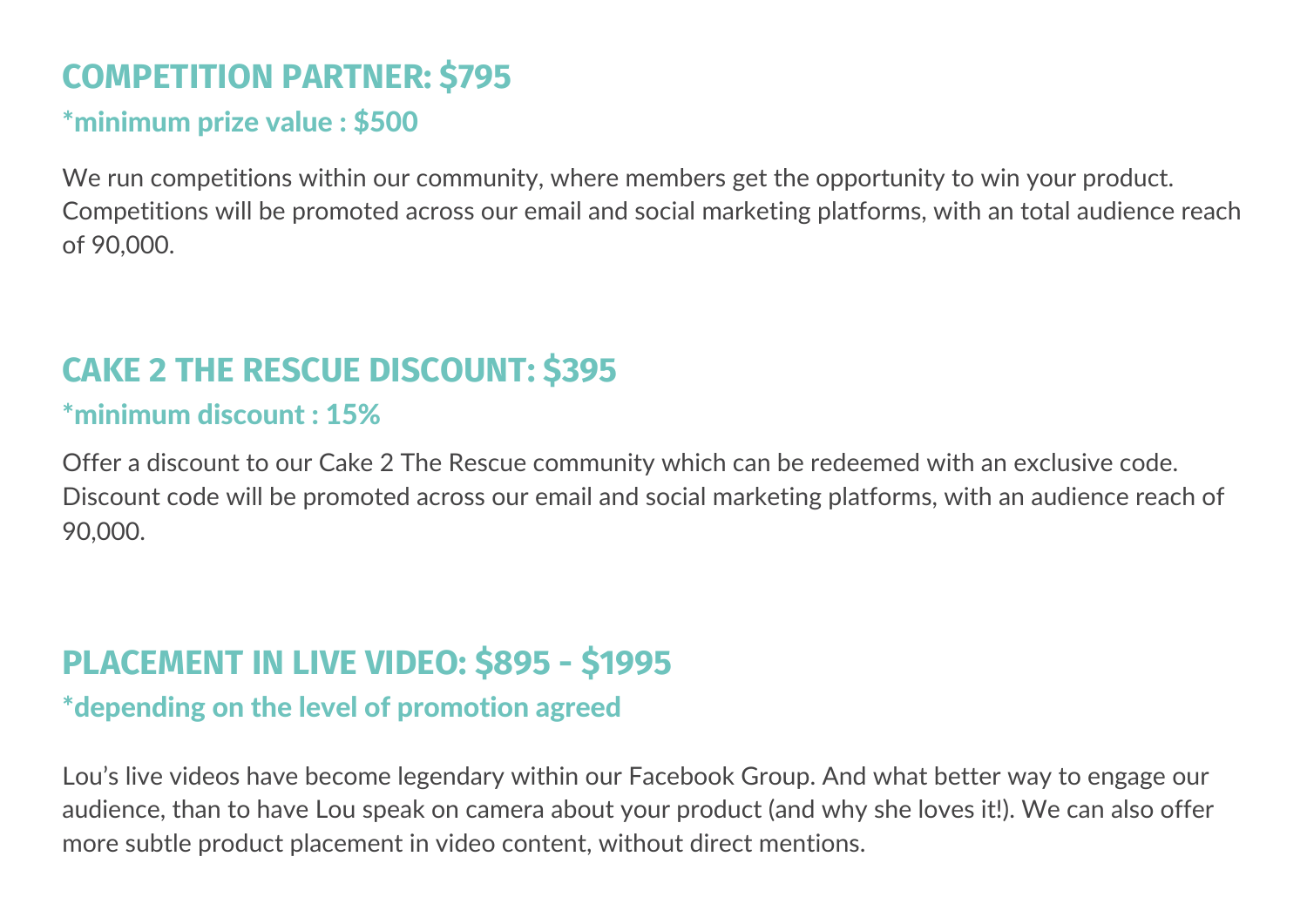## COMPETITION PARTNER: $795

**\*minimum prize value : $500**

We run competitions within our community, where members get the opportunity to win your product. Competitions will be promoted across our email and social marketing platforms, with an total audience reach of 90,000.

## CAKE 2 THE RESCUE DISCOUNT: $395

**\*minimum discount : 15%**

Offer a discount to our Cake 2 The Rescue community which can be redeemed with an exclusive code. Discount code will be promoted across our email and social marketing platforms, with an audience reach of 90,000.

## PLACEMENT IN LIVE VIDEO: $895 - $1995

**\*depending on the level of promotion agreed**

Lou's live videos have become legendary within our Facebook Group. And what better way to engage our audience, than to have Lou speak on camera about your product (and why she loves it!). We can also offer more subtle product placement in video content, without direct mentions.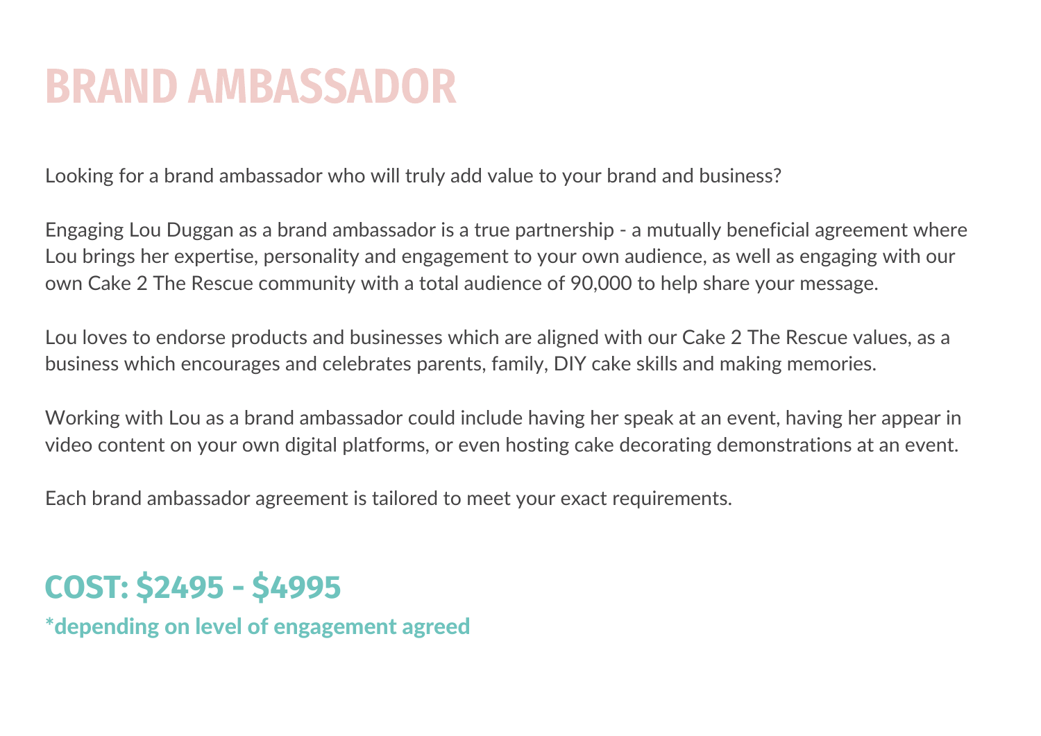# BRAND AMBASSADOR

Looking for a brand ambassador who will truly add value to your brand and business?

Engaging Lou Duggan as a brand ambassador is a true partnership - a mutually beneficial agreement where Lou brings her expertise, personality and engagement to your own audience, as well as engaging with our own Cake 2 The Rescue community with a total audience of 90,000 to help share your message.

Lou loves to endorse products and businesses which are aligned with our Cake 2 The Rescue values, as a business which encourages and celebrates parents, family, DIY cake skills and making memories.

Working with Lou as a brand ambassador could include having her speak at an event, having her appear in video content on your own digital platforms, or even hosting cake decorating demonstrations at an event.

Each brand ambassador agreement is tailored to meet your exact requirements.

## COST: $2495 - $4995

**\*depending on level of engagement agreed**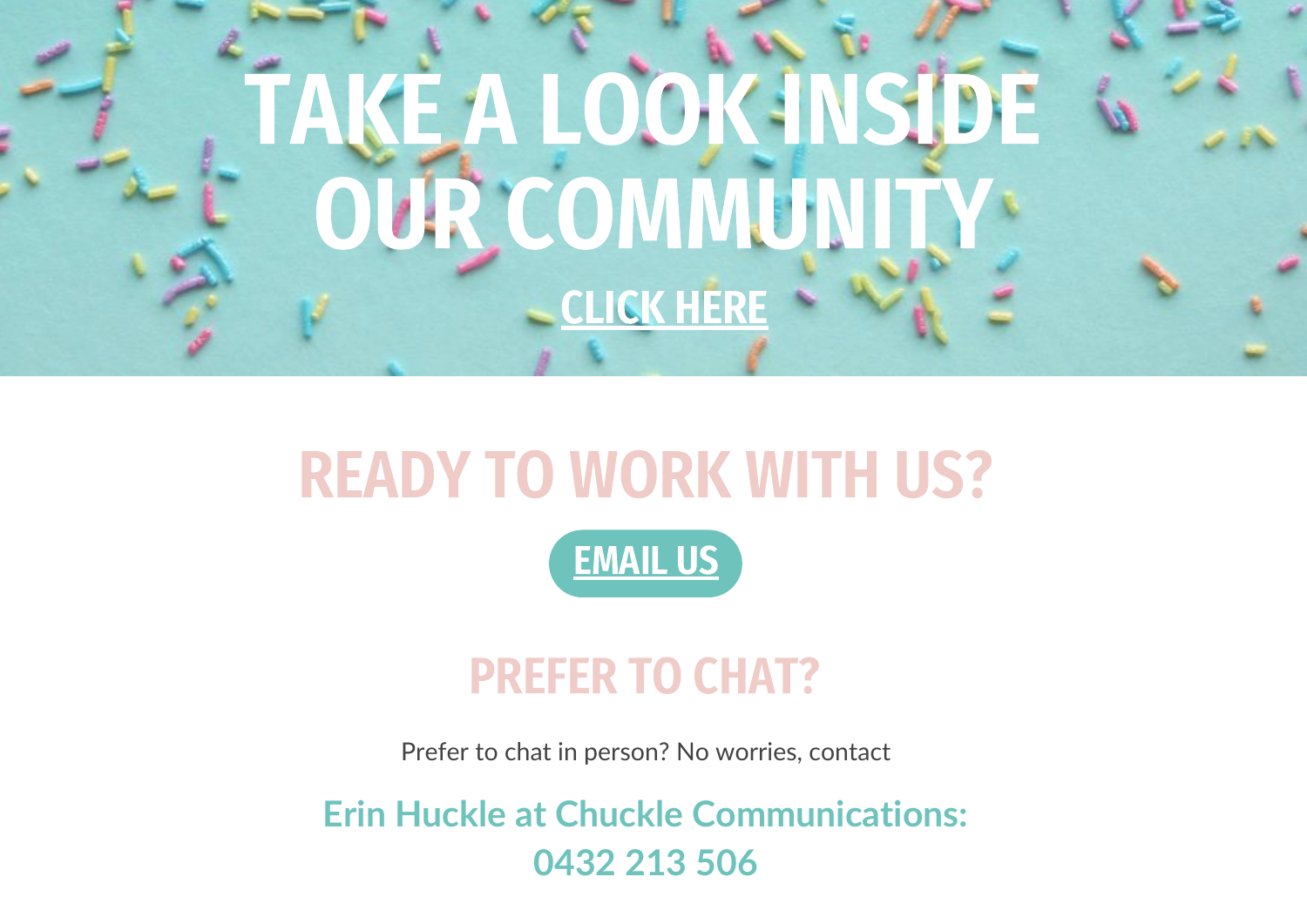# TAKE A LOOK INSIDE OUR COMMUNITY

CLICK HERE

## READY TO WORK WITH US?

EMAIL US

## PREFER TO CHAT?

Prefer to chat in person? No worries, contact

**Erin Huckle at Chuckle Communications:**
**0432 213 506**